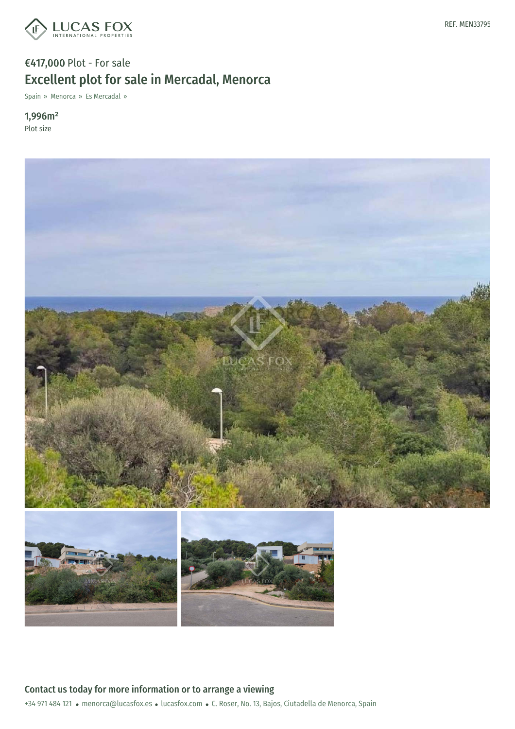LUCAS FOX INTERNATIONAL PROPERTIES

REF. MEN33795

**€417,000** Plot - For sale

# Excellent plot for sale in Mercadal, Menorca

Spain » Menorca » Es Mercadal »

**1,996m²**
Plot size

## Contact us today for more information or to arrange a viewing

+34 971 484 121 • menorca@lucasfox.es • lucasfox.com • C. Roser, No. 13, Bajos, Ciutadella de Menorca, Spain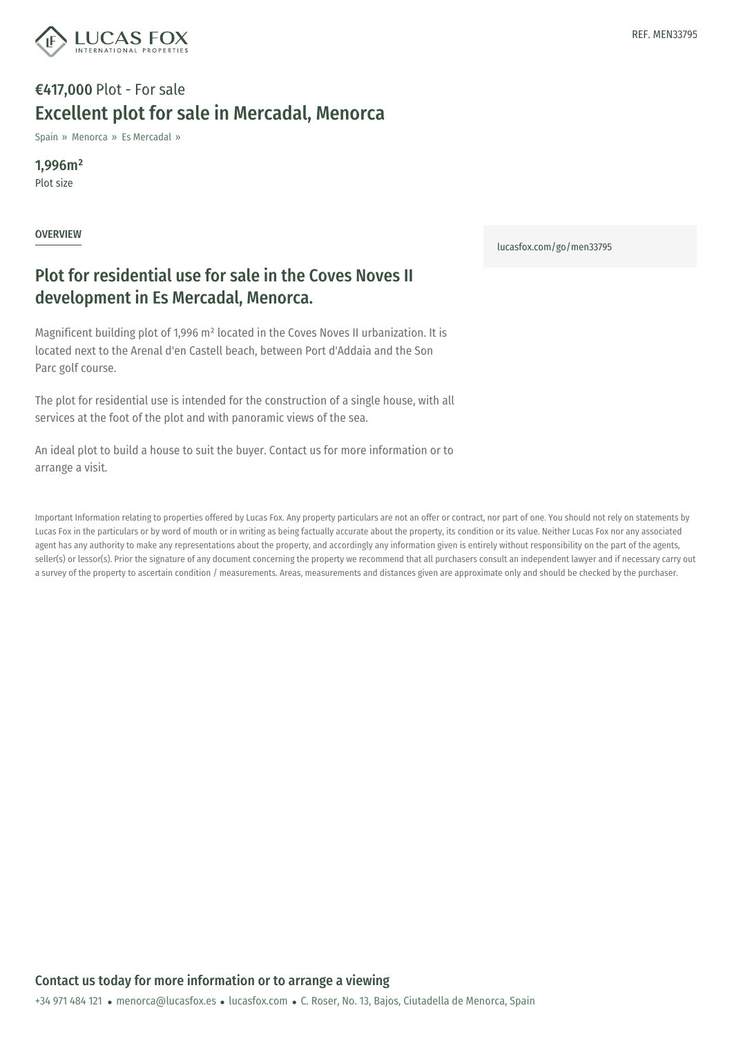REF. MEN33795

**€417,000** Plot - For sale

# Excellent plot for sale in Mercadal, Menorca

Spain » Menorca » Es Mercadal »

**1,996m²**
Plot size

OVERVIEW

lucasfox.com/go/men33795

## Plot for residential use for sale in the Coves Noves II development in Es Mercadal, Menorca.

Magnificent building plot of 1,996 m² located in the Coves Noves II urbanization. It is located next to the Arenal d'en Castell beach, between Port d'Addaia and the Son Parc golf course.

The plot for residential use is intended for the construction of a single house, with all services at the foot of the plot and with panoramic views of the sea.

An ideal plot to build a house to suit the buyer. Contact us for more information or to arrange a visit.

Important Information relating to properties offered by Lucas Fox. Any property particulars are not an offer or contract, nor part of one. You should not rely on statements by Lucas Fox in the particulars or by word of mouth or in writing as being factually accurate about the property, its condition or its value. Neither Lucas Fox nor any associated agent has any authority to make any representations about the property, and accordingly any information given is entirely without responsibility on the part of the agents, seller(s) or lessor(s). Prior the signature of any document concerning the property we recommend that all purchasers consult an independent lawyer and if necessary carry out a survey of the property to ascertain condition / measurements. Areas, measurements and distances given are approximate only and should be checked by the purchaser.

## Contact us today for more information or to arrange a viewing

+34 971 484 121 • menorca@lucasfox.es • lucasfox.com • C. Roser, No. 13, Bajos, Ciutadella de Menorca, Spain